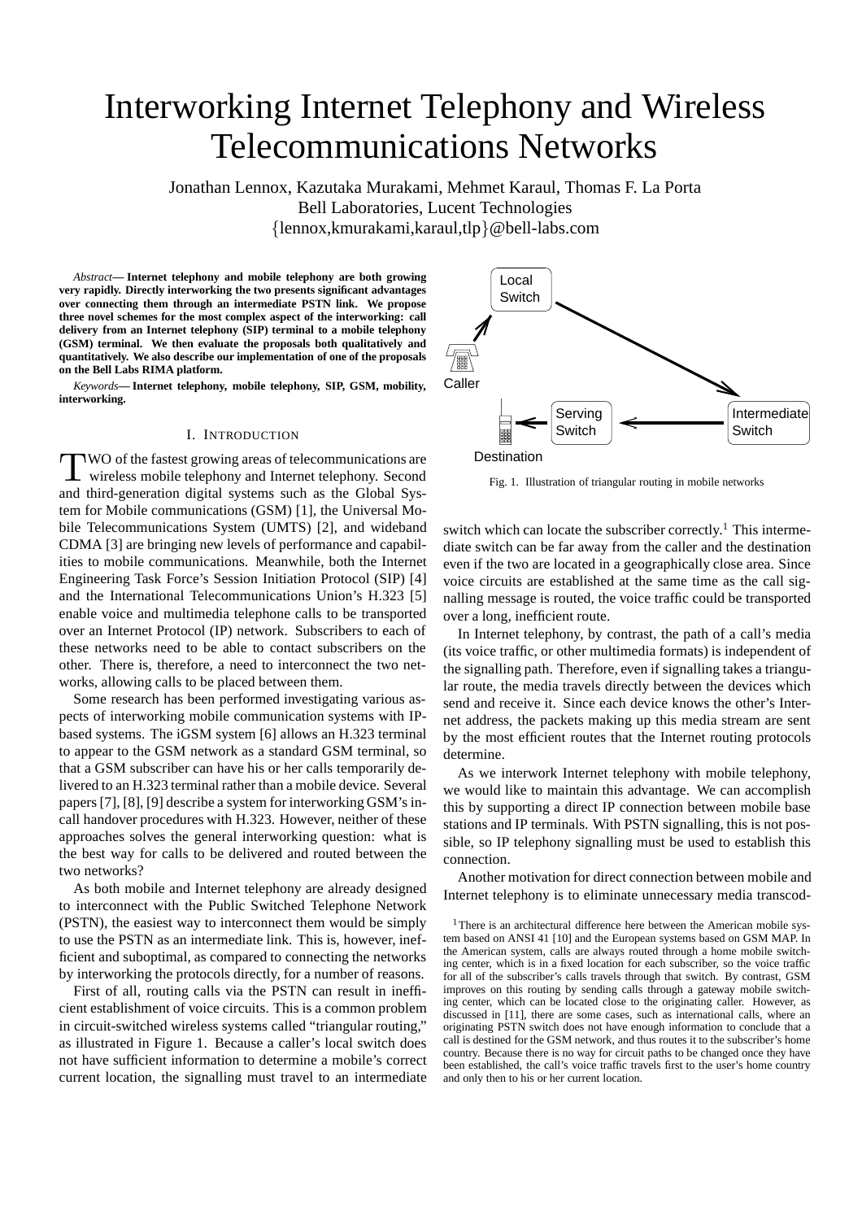# Interworking Internet Telephony and Wireless Telecommunications Networks

Jonathan Lennox, Kazutaka Murakami, Mehmet Karaul, Thomas F. La Porta
Bell Laboratories, Lucent Technologies
{lennox,kmurakami,karaul,tlp}@bell-labs.com

*Abstract*— **Internet telephony and mobile telephony are both growing very rapidly. Directly interworking the two presents significant advantages over connecting them through an intermediate PSTN link. We propose three novel schemes for the most complex aspect of the interworking: call delivery from an Internet telephony (SIP) terminal to a mobile telephony (GSM) terminal. We then evaluate the proposals both qualitatively and quantitatively. We also describe our implementation of one of the proposals on the Bell Labs RIMA platform.**

*Keywords*— **Internet telephony, mobile telephony, SIP, GSM, mobility, interworking.**

## I. Introduction

Two of the fastest growing areas of telecommunications are wireless mobile telephony and Internet telephony. Second and third-generation digital systems such as the Global System for Mobile communications (GSM) [1], the Universal Mobile Telecommunications System (UMTS) [2], and wideband CDMA [3] are bringing new levels of performance and capabilities to mobile communications. Meanwhile, both the Internet Engineering Task Force's Session Initiation Protocol (SIP) [4] and the International Telecommunications Union's H.323 [5] enable voice and multimedia telephone calls to be transported over an Internet Protocol (IP) network. Subscribers to each of these networks need to be able to contact subscribers on the other. There is, therefore, a need to interconnect the two networks, allowing calls to be placed between them.

Some research has been performed investigating various aspects of interworking mobile communication systems with IP-based systems. The iGSM system [6] allows an H.323 terminal to appear to the GSM network as a standard GSM terminal, so that a GSM subscriber can have his or her calls temporarily delivered to an H.323 terminal rather than a mobile device. Several papers [7], [8], [9] describe a system for interworking GSM's in-call handover procedures with H.323. However, neither of these approaches solves the general interworking question: what is the best way for calls to be delivered and routed between the two networks?

As both mobile and Internet telephony are already designed to interconnect with the Public Switched Telephone Network (PSTN), the easiest way to interconnect them would be simply to use the PSTN as an intermediate link. This is, however, inefficient and suboptimal, as compared to connecting the networks by interworking the protocols directly, for a number of reasons.

First of all, routing calls via the PSTN can result in inefficient establishment of voice circuits. This is a common problem in circuit-switched wireless systems called "triangular routing," as illustrated in Figure 1. Because a caller's local switch does not have sufficient information to determine a mobile's correct current location, the signalling must travel to an intermediate switch which can locate the subscriber correctly.[1] This intermediate switch can be far away from the caller and the destination even if the two are located in a geographically close area. Since voice circuits are established at the same time as the call signalling message is routed, the voice traffic could be transported over a long, inefficient route.

Local Switch, Caller, Intermediate Switch, Serving Switch, Destination

Fig. 1. Illustration of triangular routing in mobile networks

In Internet telephony, by contrast, the path of a call's media (its voice traffic, or other multimedia formats) is independent of the signalling path. Therefore, even if signalling takes a triangular route, the media travels directly between the devices which send and receive it. Since each device knows the other's Internet address, the packets making up this media stream are sent by the most efficient routes that the Internet routing protocols determine.

As we interwork Internet telephony with mobile telephony, we would like to maintain this advantage. We can accomplish this by supporting a direct IP connection between mobile base stations and IP terminals. With PSTN signalling, this is not possible, so IP telephony signalling must be used to establish this connection.

Another motivation for direct connection between mobile and Internet telephony is to eliminate unnecessary media transcod-

[1] There is an architectural difference here between the American mobile system based on ANSI 41 [10] and the European systems based on GSM MAP. In the American system, calls are always routed through a home mobile switching center, which is in a fixed location for each subscriber, so the voice traffic for all of the subscriber's calls travels through that switch. By contrast, GSM improves on this routing by sending calls through a gateway mobile switching center, which can be located close to the originating caller. However, as discussed in [11], there are some cases, such as international calls, where an originating PSTN switch does not have enough information to conclude that a call is destined for the GSM network, and thus routes it to the subscriber's home country. Because there is no way for circuit paths to be changed once they have been established, the call's voice traffic travels first to the user's home country and only then to his or her current location.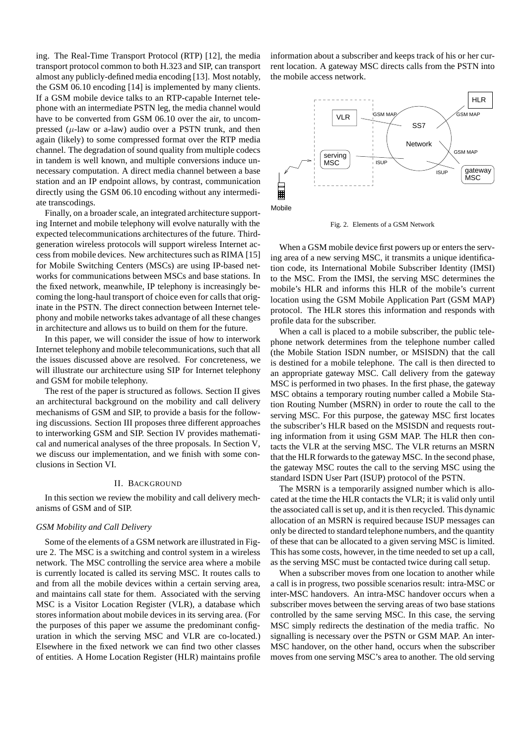ing. The Real-Time Transport Protocol (RTP) [12], the media transport protocol common to both H.323 and SIP, can transport almost any publicly-defined media encoding [13]. Most notably, the GSM 06.10 encoding [14] is implemented by many clients. If a GSM mobile device talks to an RTP-capable Internet telephone with an intermediate PSTN leg, the media channel would have to be converted from GSM 06.10 over the air, to uncompressed ($\mu$-law or a-law) audio over a PSTN trunk, and then again (likely) to some compressed format over the RTP media channel. The degradation of sound quality from multiple codecs in tandem is well known, and multiple conversions induce unnecessary computation. A direct media channel between a base station and an IP endpoint allows, by contrast, communication directly using the GSM 06.10 encoding without any intermediate transcodings.

Finally, on a broader scale, an integrated architecture supporting Internet and mobile telephony will evolve naturally with the expected telecommunications architectures of the future. Third-generation wireless protocols will support wireless Internet access from mobile devices. New architectures such as RIMA [15] for Mobile Switching Centers (MSCs) are using IP-based networks for communications between MSCs and base stations. In the fixed network, meanwhile, IP telephony is increasingly becoming the long-haul transport of choice even for calls that originate in the PSTN. The direct connection between Internet telephony and mobile networks takes advantage of all these changes in architecture and allows us to build on them for the future.

In this paper, we will consider the issue of how to interwork Internet telephony and mobile telecommunications, such that all the issues discussed above are resolved. For concreteness, we will illustrate our architecture using SIP for Internet telephony and GSM for mobile telephony.

The rest of the paper is structured as follows. Section II gives an architectural background on the mobility and call delivery mechanisms of GSM and SIP, to provide a basis for the following discussions. Section III proposes three different approaches to interworking GSM and SIP. Section IV provides mathematical and numerical analyses of the three proposals. In Section V, we discuss our implementation, and we finish with some conclusions in Section VI.

## II. Background

In this section we review the mobility and call delivery mechanisms of GSM and of SIP.

### *GSM Mobility and Call Delivery*

Some of the elements of a GSM network are illustrated in Figure 2. The MSC is a switching and control system in a wireless network. The MSC controlling the service area where a mobile is currently located is called its serving MSC. It routes calls to and from all the mobile devices within a certain serving area, and maintains call state for them. Associated with the serving MSC is a Visitor Location Register (VLR), a database which stores information about mobile devices in its serving area. (For the purposes of this paper we assume the predominant configuration in which the serving MSC and VLR are co-located.) Elsewhere in the fixed network we can find two other classes of entities. A Home Location Register (HLR) maintains profile information about a subscriber and keeps track of his or her current location. A gateway MSC directs calls from the PSTN into the mobile access network.

Fig. 2. Elements of a GSM Network

When a GSM mobile device first powers up or enters the serving area of a new serving MSC, it transmits a unique identification code, its International Mobile Subscriber Identity (IMSI) to the MSC. From the IMSI, the serving MSC determines the mobile's HLR and informs this HLR of the mobile's current location using the GSM Mobile Application Part (GSM MAP) protocol. The HLR stores this information and responds with profile data for the subscriber.

When a call is placed to a mobile subscriber, the public telephone network determines from the telephone number called (the Mobile Station ISDN number, or MSISDN) that the call is destined for a mobile telephone. The call is then directed to an appropriate gateway MSC. Call delivery from the gateway MSC is performed in two phases. In the first phase, the gateway MSC obtains a temporary routing number called a Mobile Station Routing Number (MSRN) in order to route the call to the serving MSC. For this purpose, the gateway MSC first locates the subscriber's HLR based on the MSISDN and requests routing information from it using GSM MAP. The HLR then contacts the VLR at the serving MSC. The VLR returns an MSRN that the HLR forwards to the gateway MSC. In the second phase, the gateway MSC routes the call to the serving MSC using the standard ISDN User Part (ISUP) protocol of the PSTN.

The MSRN is a temporarily assigned number which is allocated at the time the HLR contacts the VLR; it is valid only until the associated call is set up, and it is then recycled. This dynamic allocation of an MSRN is required because ISUP messages can only be directed to standard telephone numbers, and the quantity of these that can be allocated to a given serving MSC is limited. This has some costs, however, in the time needed to set up a call, as the serving MSC must be contacted twice during call setup.

When a subscriber moves from one location to another while a call is in progress, two possible scenarios result: intra-MSC or inter-MSC handovers. An intra-MSC handover occurs when a subscriber moves between the serving areas of two base stations controlled by the same serving MSC. In this case, the serving MSC simply redirects the destination of the media traffic. No signalling is necessary over the PSTN or GSM MAP. An inter-MSC handover, on the other hand, occurs when the subscriber moves from one serving MSC's area to another. The old serving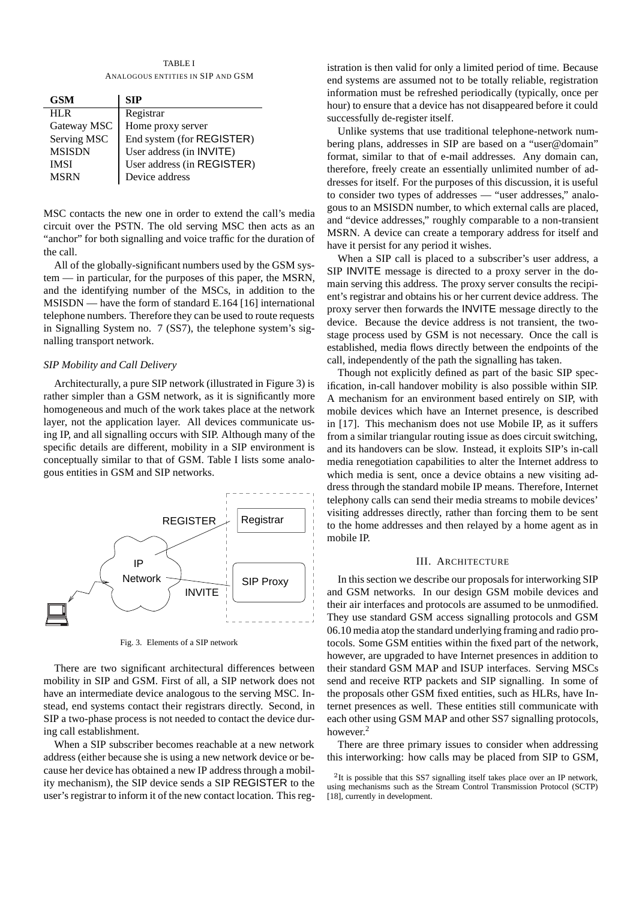TABLE I
ANALOGOUS ENTITIES IN SIP AND GSM

| GSM | SIP |
|---|---|
| HLR | Registrar |
| Gateway MSC | Home proxy server |
| Serving MSC | End system (for REGISTER) |
| MSISDN | User address (in INVITE) |
| IMSI | User address (in REGISTER) |
| MSRN | Device address |

MSC contacts the new one in order to extend the call's media circuit over the PSTN. The old serving MSC then acts as an "anchor" for both signalling and voice traffic for the duration of the call.

All of the globally-significant numbers used by the GSM system — in particular, for the purposes of this paper, the MSRN, and the identifying number of the MSCs, in addition to the MSISDN — have the form of standard E.164 [16] international telephone numbers. Therefore they can be used to route requests in Signalling System no. 7 (SS7), the telephone system's signalling transport network.

### *SIP Mobility and Call Delivery*

Architecturally, a pure SIP network (illustrated in Figure 3) is rather simpler than a GSM network, as it is significantly more homogeneous and much of the work takes place at the network layer, not the application layer. All devices communicate using IP, and all signalling occurs with SIP. Although many of the specific details are different, mobility in a SIP environment is conceptually similar to that of GSM. Table I lists some analogous entities in GSM and SIP networks.

Fig. 3. Elements of a SIP network

There are two significant architectural differences between mobility in SIP and GSM. First of all, a SIP network does not have an intermediate device analogous to the serving MSC. Instead, end systems contact their registrars directly. Second, in SIP a two-phase process is not needed to contact the device during call establishment.

When a SIP subscriber becomes reachable at a new network address (either because she is using a new network device or because her device has obtained a new IP address through a mobility mechanism), the SIP device sends a SIP REGISTER to the user's registrar to inform it of the new contact location. This registration is then valid for only a limited period of time. Because end systems are assumed not to be totally reliable, registration information must be refreshed periodically (typically, once per hour) to ensure that a device has not disappeared before it could successfully de-register itself.

Unlike systems that use traditional telephone-network numbering plans, addresses in SIP are based on a "user@domain" format, similar to that of e-mail addresses. Any domain can, therefore, freely create an essentially unlimited number of addresses for itself. For the purposes of this discussion, it is useful to consider two types of addresses — "user addresses," analogous to an MSISDN number, to which external calls are placed, and "device addresses," roughly comparable to a non-transient MSRN. A device can create a temporary address for itself and have it persist for any period it wishes.

When a SIP call is placed to a subscriber's user address, a SIP INVITE message is directed to a proxy server in the domain serving this address. The proxy server consults the recipient's registrar and obtains his or her current device address. The proxy server then forwards the INVITE message directly to the device. Because the device address is not transient, the two-stage process used by GSM is not necessary. Once the call is established, media flows directly between the endpoints of the call, independently of the path the signalling has taken.

Though not explicitly defined as part of the basic SIP specification, in-call handover mobility is also possible within SIP. A mechanism for an environment based entirely on SIP, with mobile devices which have an Internet presence, is described in [17]. This mechanism does not use Mobile IP, as it suffers from a similar triangular routing issue as does circuit switching, and its handovers can be slow. Instead, it exploits SIP's in-call media renegotiation capabilities to alter the Internet address to which media is sent, once a device obtains a new visiting address through the standard mobile IP means. Therefore, Internet telephony calls can send their media streams to mobile devices' visiting addresses directly, rather than forcing them to be sent to the home addresses and then relayed by a home agent as in mobile IP.

## III. ARCHITECTURE

In this section we describe our proposals for interworking SIP and GSM networks. In our design GSM mobile devices and their air interfaces and protocols are assumed to be unmodified. They use standard GSM access signalling protocols and GSM 06.10 media atop the standard underlying framing and radio protocols. Some GSM entities within the fixed part of the network, however, are upgraded to have Internet presences in addition to their standard GSM MAP and ISUP interfaces. Serving MSCs send and receive RTP packets and SIP signalling. In some of the proposals other GSM fixed entities, such as HLRs, have Internet presences as well. These entities still communicate with each other using GSM MAP and other SS7 signalling protocols, however.[2]

There are three primary issues to consider when addressing this interworking: how calls may be placed from SIP to GSM,

[2] It is possible that this SS7 signalling itself takes place over an IP network, using mechanisms such as the Stream Control Transmission Protocol (SCTP) [18], currently in development.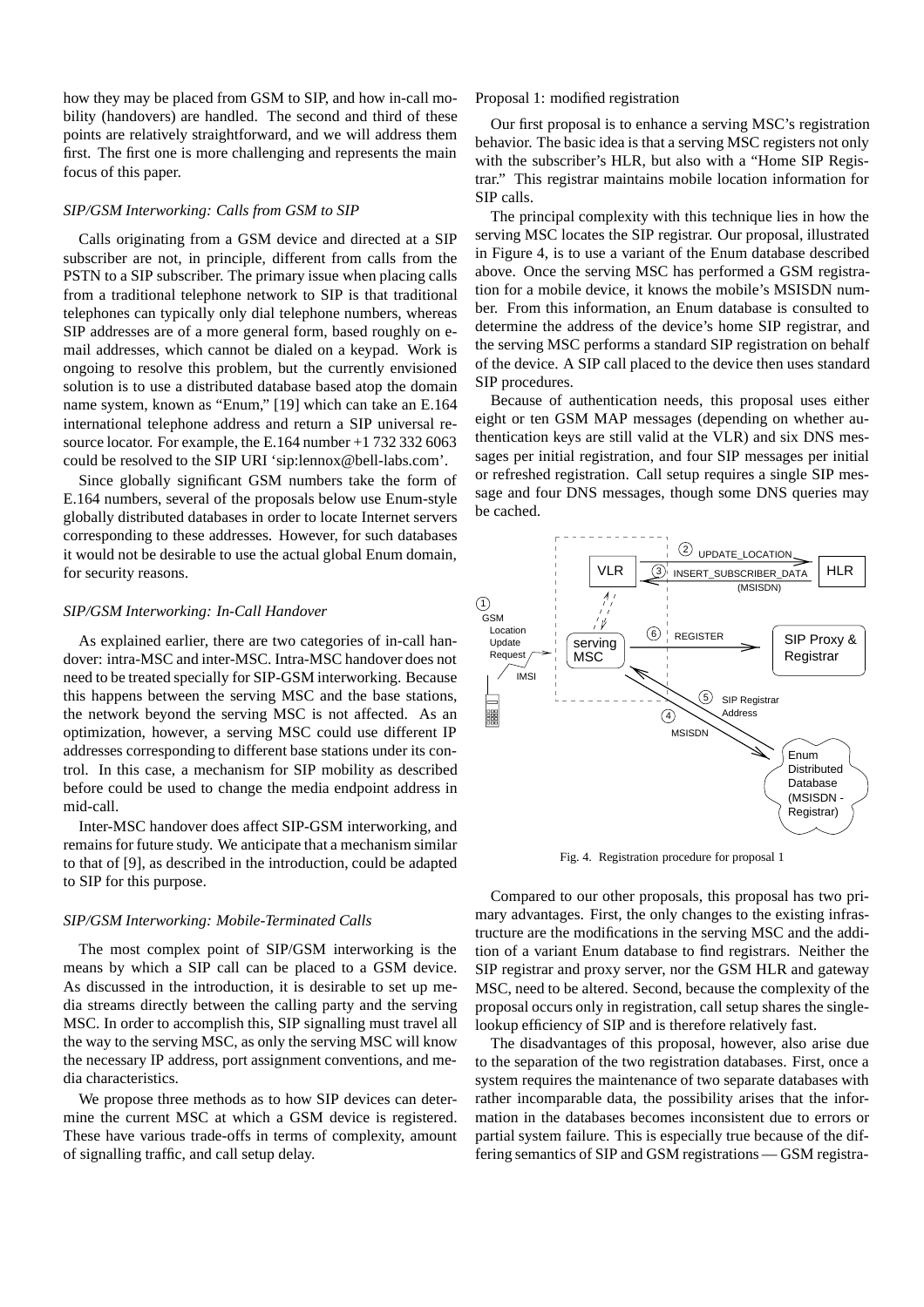how they may be placed from GSM to SIP, and how in-call mobility (handovers) are handled. The second and third of these points are relatively straightforward, and we will address them first. The first one is more challenging and represents the main focus of this paper.

*SIP/GSM Interworking: Calls from GSM to SIP*

Calls originating from a GSM device and directed at a SIP subscriber are not, in principle, different from calls from the PSTN to a SIP subscriber. The primary issue when placing calls from a traditional telephone network to SIP is that traditional telephones can typically only dial telephone numbers, whereas SIP addresses are of a more general form, based roughly on e-mail addresses, which cannot be dialed on a keypad. Work is ongoing to resolve this problem, but the currently envisioned solution is to use a distributed database based atop the domain name system, known as "Enum," [19] which can take an E.164 international telephone address and return a SIP universal resource locator. For example, the E.164 number +1 732 332 6063 could be resolved to the SIP URI 'sip:lennox@bell-labs.com'.

Since globally significant GSM numbers take the form of E.164 numbers, several of the proposals below use Enum-style globally distributed databases in order to locate Internet servers corresponding to these addresses. However, for such databases it would not be desirable to use the actual global Enum domain, for security reasons.

*SIP/GSM Interworking: In-Call Handover*

As explained earlier, there are two categories of in-call handover: intra-MSC and inter-MSC. Intra-MSC handover does not need to be treated specially for SIP-GSM interworking. Because this happens between the serving MSC and the base stations, the network beyond the serving MSC is not affected. As an optimization, however, a serving MSC could use different IP addresses corresponding to different base stations under its control. In this case, a mechanism for SIP mobility as described before could be used to change the media endpoint address in mid-call.

Inter-MSC handover does affect SIP-GSM interworking, and remains for future study. We anticipate that a mechanism similar to that of [9], as described in the introduction, could be adapted to SIP for this purpose.

*SIP/GSM Interworking: Mobile-Terminated Calls*

The most complex point of SIP/GSM interworking is the means by which a SIP call can be placed to a GSM device. As discussed in the introduction, it is desirable to set up media streams directly between the calling party and the serving MSC. In order to accomplish this, SIP signalling must travel all the way to the serving MSC, as only the serving MSC will know the necessary IP address, port assignment conventions, and media characteristics.

We propose three methods as to how SIP devices can determine the current MSC at which a GSM device is registered. These have various trade-offs in terms of complexity, amount of signalling traffic, and call setup delay.

Proposal 1: modified registration

Our first proposal is to enhance a serving MSC's registration behavior. The basic idea is that a serving MSC registers not only with the subscriber's HLR, but also with a "Home SIP Registrar." This registrar maintains mobile location information for SIP calls.

The principal complexity with this technique lies in how the serving MSC locates the SIP registrar. Our proposal, illustrated in Figure 4, is to use a variant of the Enum database described above. Once the serving MSC has performed a GSM registration for a mobile device, it knows the mobile's MSISDN number. From this information, an Enum database is consulted to determine the address of the device's home SIP registrar, and the serving MSC performs a standard SIP registration on behalf of the device. A SIP call placed to the device then uses standard SIP procedures.

Because of authentication needs, this proposal uses either eight or ten GSM MAP messages (depending on whether authentication keys are still valid at the VLR) and six DNS messages per initial registration, and four SIP messages per initial or refreshed registration. Call setup requires a single SIP message and four DNS messages, though some DNS queries may be cached.

Fig. 4. Registration procedure for proposal 1

Compared to our other proposals, this proposal has two primary advantages. First, the only changes to the existing infrastructure are the modifications in the serving MSC and the addition of a variant Enum database to find registrars. Neither the SIP registrar and proxy server, nor the GSM HLR and gateway MSC, need to be altered. Second, because the complexity of the proposal occurs only in registration, call setup shares the single-lookup efficiency of SIP and is therefore relatively fast.

The disadvantages of this proposal, however, also arise due to the separation of the two registration databases. First, once a system requires the maintenance of two separate databases with rather incomparable data, the possibility arises that the information in the databases becomes inconsistent due to errors or partial system failure. This is especially true because of the differing semantics of SIP and GSM registrations — GSM registra-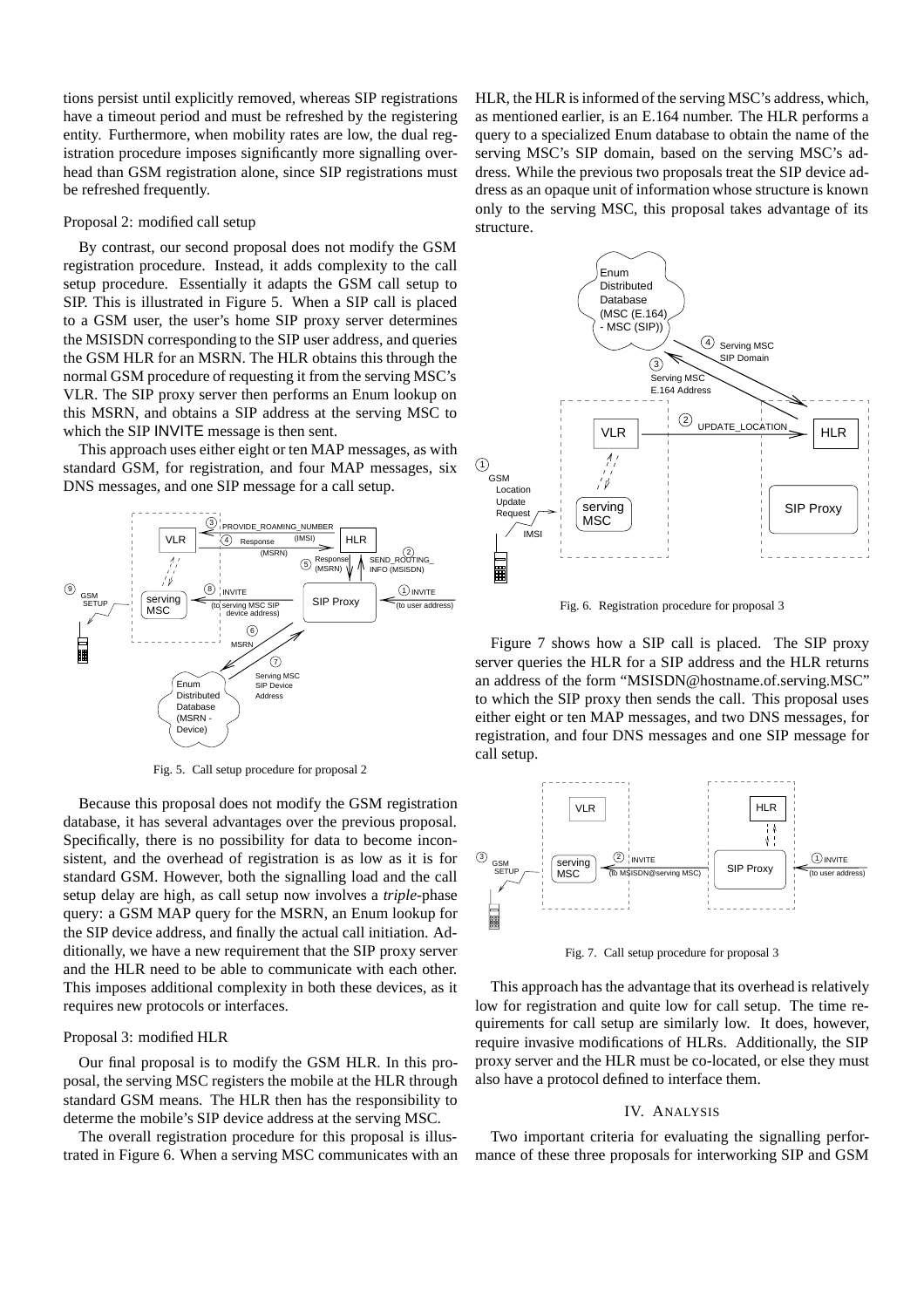tions persist until explicitly removed, whereas SIP registrations have a timeout period and must be refreshed by the registering entity. Furthermore, when mobility rates are low, the dual registration procedure imposes significantly more signalling overhead than GSM registration alone, since SIP registrations must be refreshed frequently.

Proposal 2: modified call setup

By contrast, our second proposal does not modify the GSM registration procedure. Instead, it adds complexity to the call setup procedure. Essentially it adapts the GSM call setup to SIP. This is illustrated in Figure 5. When a SIP call is placed to a GSM user, the user's home SIP proxy server determines the MSISDN corresponding to the SIP user address, and queries the GSM HLR for an MSRN. The HLR obtains this through the normal GSM procedure of requesting it from the serving MSC's VLR. The SIP proxy server then performs an Enum lookup on this MSRN, and obtains a SIP address at the serving MSC to which the SIP INVITE message is then sent.

This approach uses either eight or ten MAP messages, as with standard GSM, for registration, and four MAP messages, six DNS messages, and one SIP message for a call setup.

Fig. 5. Call setup procedure for proposal 2

Because this proposal does not modify the GSM registration database, it has several advantages over the previous proposal. Specifically, there is no possibility for data to become inconsistent, and the overhead of registration is as low as it is for standard GSM. However, both the signalling load and the call setup delay are high, as call setup now involves a *triple*-phase query: a GSM MAP query for the MSRN, an Enum lookup for the SIP device address, and finally the actual call initiation. Additionally, we have a new requirement that the SIP proxy server and the HLR need to be able to communicate with each other. This imposes additional complexity in both these devices, as it requires new protocols or interfaces.

Proposal 3: modified HLR

Our final proposal is to modify the GSM HLR. In this proposal, the serving MSC registers the mobile at the HLR through standard GSM means. The HLR then has the responsibility to determe the mobile's SIP device address at the serving MSC.

The overall registration procedure for this proposal is illustrated in Figure 6. When a serving MSC communicates with an HLR, the HLR is informed of the serving MSC's address, which, as mentioned earlier, is an E.164 number. The HLR performs a query to a specialized Enum database to obtain the name of the serving MSC's SIP domain, based on the serving MSC's address. While the previous two proposals treat the SIP device address as an opaque unit of information whose structure is known only to the serving MSC, this proposal takes advantage of its structure.

Fig. 6. Registration procedure for proposal 3

Figure 7 shows how a SIP call is placed. The SIP proxy server queries the HLR for a SIP address and the HLR returns an address of the form "MSISDN@hostname.of.serving.MSC" to which the SIP proxy then sends the call. This proposal uses either eight or ten MAP messages, and two DNS messages, for registration, and four DNS messages and one SIP message for call setup.

Fig. 7. Call setup procedure for proposal 3

This approach has the advantage that its overhead is relatively low for registration and quite low for call setup. The time requirements for call setup are similarly low. It does, however, require invasive modifications of HLRs. Additionally, the SIP proxy server and the HLR must be co-located, or else they must also have a protocol defined to interface them.

## IV. Analysis

Two important criteria for evaluating the signalling performance of these three proposals for interworking SIP and GSM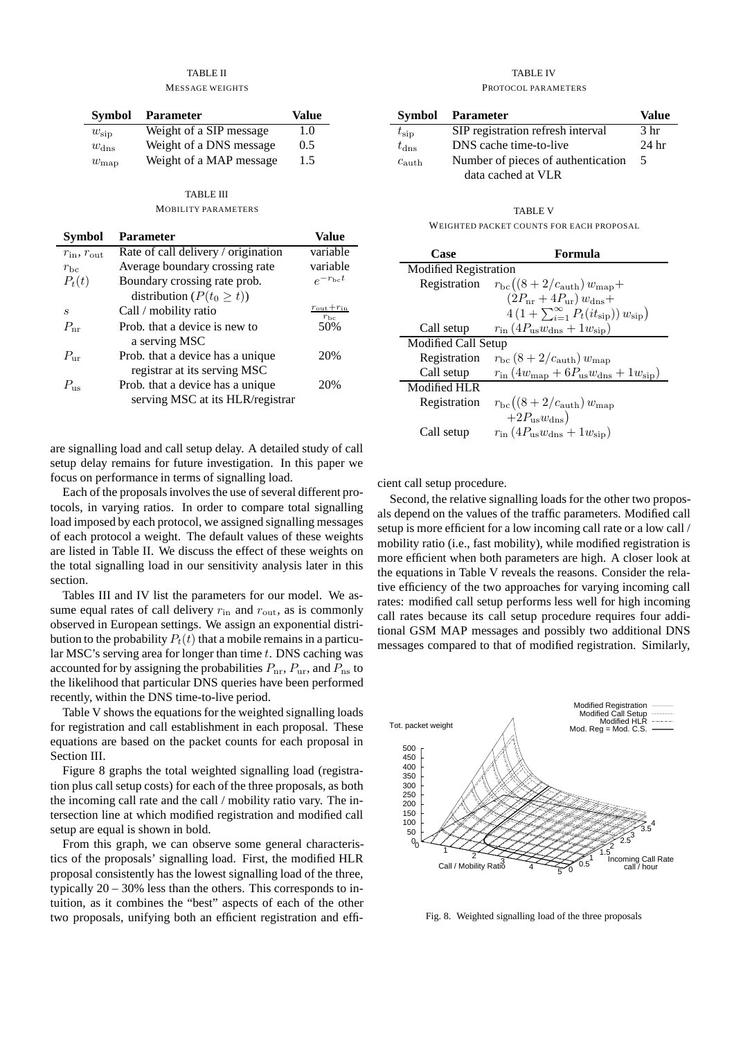TABLE II

MESSAGE WEIGHTS

| Symbol | Parameter | Value |
|---|---|---|
| $w_{\text{sip}}$ | Weight of a SIP message | 1.0 |
| $w_{\text{dns}}$ | Weight of a DNS message | 0.5 |
| $w_{\text{map}}$ | Weight of a MAP message | 1.5 |

TABLE III

MOBILITY PARAMETERS

| Symbol | Parameter | Value |
|---|---|---|
| $r_{\text{in}}$, $r_{\text{out}}$ | Rate of call delivery / origination | variable |
| $r_{\text{bc}}$ | Average boundary crossing rate | variable |
| $P_t(t)$ | Boundary crossing rate prob. distribution ($P(t_0 \geq t)$) | $e^{-r_{\text{bc}}t}$ |
| $s$ | Call / mobility ratio | $\frac{r_{\text{out}}+r_{\text{in}}}{r_{\text{bc}}}$ |
| $P_{\text{nr}}$ | Prob. that a device is new to a serving MSC | 50% |
| $P_{\text{ur}}$ | Prob. that a device has a unique registrar at its serving MSC | 20% |
| $P_{\text{us}}$ | Prob. that a device has a unique serving MSC at its HLR/registrar | 20% |

are signalling load and call setup delay. A detailed study of call setup delay remains for future investigation. In this paper we focus on performance in terms of signalling load.

Each of the proposals involves the use of several different protocols, in varying ratios. In order to compare total signalling load imposed by each protocol, we assigned signalling messages of each protocol a weight. The default values of these weights are listed in Table II. We discuss the effect of these weights on the total signalling load in our sensitivity analysis later in this section.

Tables III and IV list the parameters for our model. We assume equal rates of call delivery $r_{\text{in}}$ and $r_{\text{out}}$, as is commonly observed in European settings. We assign an exponential distribution to the probability $P_t(t)$ that a mobile remains in a particular MSC's serving area for longer than time $t$. DNS caching was accounted for by assigning the probabilities $P_{\text{nr}}$, $P_{\text{ur}}$, and $P_{\text{ns}}$ to the likelihood that particular DNS queries have been performed recently, within the DNS time-to-live period.

Table V shows the equations for the weighted signalling loads for registration and call establishment in each proposal. These equations are based on the packet counts for each proposal in Section III.

Figure 8 graphs the total weighted signalling load (registration plus call setup costs) for each of the three proposals, as both the incoming call rate and the call / mobility ratio vary. The intersection line at which modified registration and modified call setup are equal is shown in bold.

From this graph, we can observe some general characteristics of the proposals' signalling load. First, the modified HLR proposal consistently has the lowest signalling load of the three, typically 20 – 30% less than the others. This corresponds to intuition, as it combines the "best" aspects of each of the other two proposals, unifying both an efficient registration and efficient call setup procedure.

TABLE IV

PROTOCOL PARAMETERS

| Symbol | Parameter | Value |
|---|---|---|
| $t_{\text{sip}}$ | SIP registration refresh interval | 3 hr |
| $t_{\text{dns}}$ | DNS cache time-to-live | 24 hr |
| $c_{\text{auth}}$ | Number of pieces of authentication data cached at VLR | 5 |

TABLE V

WEIGHTED PACKET COUNTS FOR EACH PROPOSAL

| Case | Formula |
|---|---|
| **Modified Registration** | |
| Registration | $r_{\text{bc}}\big((8+2/c_{\text{auth}})\,w_{\text{map}}+ (2P_{\text{nr}}+4P_{\text{ur}})\,w_{\text{dns}}+ 4\,(1+\sum_{i=1}^{\infty} P_t(it_{\text{sip}}))\,w_{\text{sip}}\big)$ |
| Call setup | $r_{\text{in}}\,(4P_{\text{us}}w_{\text{dns}}+1w_{\text{sip}})$ |
| **Modified Call Setup** | |
| Registration | $r_{\text{bc}}\,(8+2/c_{\text{auth}})\,w_{\text{map}}$ |
| Call setup | $r_{\text{in}}\,(4w_{\text{map}}+6P_{\text{us}}w_{\text{dns}}+1w_{\text{sip}})$ |
| **Modified HLR** | |
| Registration | $r_{\text{bc}}\big((8+2/c_{\text{auth}})\,w_{\text{map}} +2P_{\text{us}}w_{\text{dns}}\big)$ |
| Call setup | $r_{\text{in}}\,(4P_{\text{us}}w_{\text{dns}}+1w_{\text{sip}})$ |

Second, the relative signalling loads for the other two proposals depend on the values of the traffic parameters. Modified call setup is more efficient for a low incoming call rate or a low call / mobility ratio (i.e., fast mobility), while modified registration is more efficient when both parameters are high. A closer look at the equations in Table V reveals the reasons. Consider the relative efficiency of the two approaches for varying incoming call rates: modified call setup performs less well for high incoming call rates because its call setup procedure requires four additional GSM MAP messages and possibly two additional DNS messages compared to that of modified registration. Similarly,

Fig. 8. Weighted signalling load of the three proposals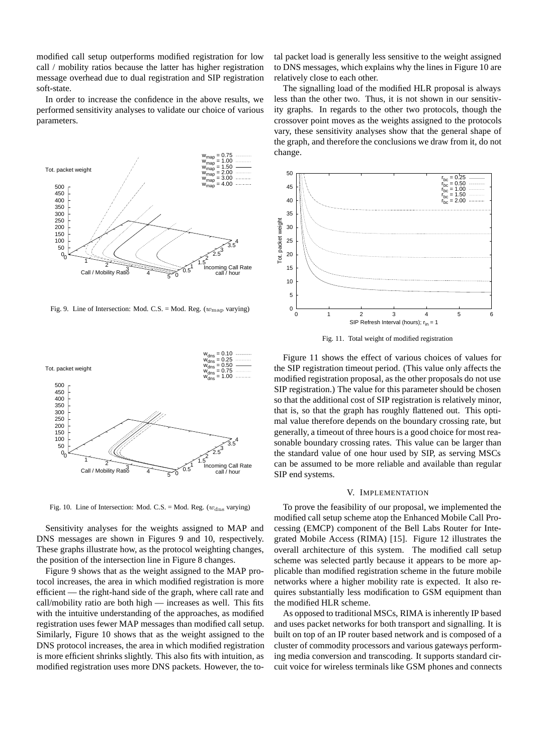modified call setup outperforms modified registration for low call / mobility ratios because the latter has higher registration message overhead due to dual registration and SIP registration soft-state.

In order to increase the confidence in the above results, we performed sensitivity analyses to validate our choice of various parameters.

Fig. 9. Line of Intersection: Mod. C.S. = Mod. Reg. ($w_{\rm map}$ varying)

Fig. 10. Line of Intersection: Mod. C.S. = Mod. Reg. ($w_{\rm dns}$ varying)

Sensitivity analyses for the weights assigned to MAP and DNS messages are shown in Figures 9 and 10, respectively. These graphs illustrate how, as the protocol weighting changes, the position of the intersection line in Figure 8 changes.

Figure 9 shows that as the weight assigned to the MAP protocol increases, the area in which modified registration is more efficient — the right-hand side of the graph, where call rate and call/mobility ratio are both high — increases as well. This fits with the intuitive understanding of the approaches, as modified registration uses fewer MAP messages than modified call setup. Similarly, Figure 10 shows that as the weight assigned to the DNS protocol increases, the area in which modified registration is more efficient shrinks slightly. This also fits with intuition, as modified registration uses more DNS packets. However, the total packet load is generally less sensitive to the weight assigned to DNS messages, which explains why the lines in Figure 10 are relatively close to each other.

The signalling load of the modified HLR proposal is always less than the other two. Thus, it is not shown in our sensitivity graphs. In regards to the other two protocols, though the crossover point moves as the weights assigned to the protocols vary, these sensitivity analyses show that the general shape of the graph, and therefore the conclusions we draw from it, do not change.

Fig. 11. Total weight of modified registration

Figure 11 shows the effect of various choices of values for the SIP registration timeout period. (This value only affects the modified registration proposal, as the other proposals do not use SIP registration.) The value for this parameter should be chosen so that the additional cost of SIP registration is relatively minor, that is, so that the graph has roughly flattened out. This optimal value therefore depends on the boundary crossing rate, but generally, a timeout of three hours is a good choice for most reasonable boundary crossing rates. This value can be larger than the standard value of one hour used by SIP, as serving MSCs can be assumed to be more reliable and available than regular SIP end systems.

## V. Implementation

To prove the feasibility of our proposal, we implemented the modified call setup scheme atop the Enhanced Mobile Call Processing (EMCP) component of the Bell Labs Router for Integrated Mobile Access (RIMA) [15]. Figure 12 illustrates the overall architecture of this system. The modified call setup scheme was selected partly because it appears to be more applicable than modified registration scheme in the future mobile networks where a higher mobility rate is expected. It also requires substantially less modification to GSM equipment than the modified HLR scheme.

As opposed to traditional MSCs, RIMA is inherently IP based and uses packet networks for both transport and signalling. It is built on top of an IP router based network and is composed of a cluster of commodity processors and various gateways performing media conversion and transcoding. It supports standard circuit voice for wireless terminals like GSM phones and connects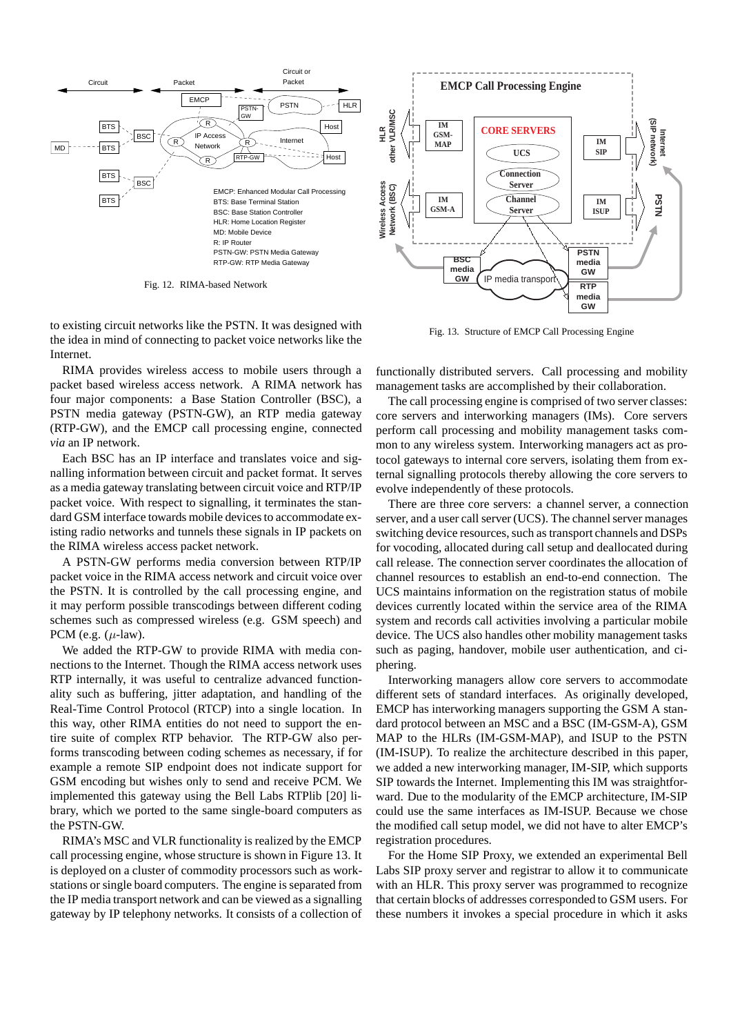Fig. 12. RIMA-based Network

to existing circuit networks like the PSTN. It was designed with the idea in mind of connecting to packet voice networks like the Internet.

RIMA provides wireless access to mobile users through a packet based wireless access network. A RIMA network has four major components: a Base Station Controller (BSC), a PSTN media gateway (PSTN-GW), an RTP media gateway (RTP-GW), and the EMCP call processing engine, connected *via* an IP network.

Each BSC has an IP interface and translates voice and signalling information between circuit and packet format. It serves as a media gateway translating between circuit voice and RTP/IP packet voice. With respect to signalling, it terminates the standard GSM interface towards mobile devices to accommodate existing radio networks and tunnels these signals in IP packets on the RIMA wireless access packet network.

A PSTN-GW performs media conversion between RTP/IP packet voice in the RIMA access network and circuit voice over the PSTN. It is controlled by the call processing engine, and it may perform possible transcodings between different coding schemes such as compressed wireless (e.g. GSM speech) and PCM (e.g. $\mu$-law).

We added the RTP-GW to provide RIMA with media connections to the Internet. Though the RIMA access network uses RTP internally, it was useful to centralize advanced functionality such as buffering, jitter adaptation, and handling of the Real-Time Control Protocol (RTCP) into a single location. In this way, other RIMA entities do not need to support the entire suite of complex RTP behavior. The RTP-GW also performs transcoding between coding schemes as necessary, if for example a remote SIP endpoint does not indicate support for GSM encoding but wishes only to send and receive PCM. We implemented this gateway using the Bell Labs RTPlib [20] library, which we ported to the same single-board computers as the PSTN-GW.

RIMA's MSC and VLR functionality is realized by the EMCP call processing engine, whose structure is shown in Figure 13. It is deployed on a cluster of commodity processors such as workstations or single board computers. The engine is separated from the IP media transport network and can be viewed as a signalling gateway by IP telephony networks. It consists of a collection of functionally distributed servers. Call processing and mobility management tasks are accomplished by their collaboration.

Fig. 13. Structure of EMCP Call Processing Engine

The call processing engine is comprised of two server classes: core servers and interworking managers (IMs). Core servers perform call processing and mobility management tasks common to any wireless system. Interworking managers act as protocol gateways to internal core servers, isolating them from external signalling protocols thereby allowing the core servers to evolve independently of these protocols.

There are three core servers: a channel server, a connection server, and a user call server (UCS). The channel server manages switching device resources, such as transport channels and DSPs for vocoding, allocated during call setup and deallocated during call release. The connection server coordinates the allocation of channel resources to establish an end-to-end connection. The UCS maintains information on the registration status of mobile devices currently located within the service area of the RIMA system and records call activities involving a particular mobile device. The UCS also handles other mobility management tasks such as paging, handover, mobile user authentication, and ciphering.

Interworking managers allow core servers to accommodate different sets of standard interfaces. As originally developed, EMCP has interworking managers supporting the GSM A standard protocol between an MSC and a BSC (IM-GSM-A), GSM MAP to the HLRs (IM-GSM-MAP), and ISUP to the PSTN (IM-ISUP). To realize the architecture described in this paper, we added a new interworking manager, IM-SIP, which supports SIP towards the Internet. Implementing this IM was straightforward. Due to the modularity of the EMCP architecture, IM-SIP could use the same interfaces as IM-ISUP. Because we chose the modified call setup model, we did not have to alter EMCP's registration procedures.

For the Home SIP Proxy, we extended an experimental Bell Labs SIP proxy server and registrar to allow it to communicate with an HLR. This proxy server was programmed to recognize that certain blocks of addresses corresponded to GSM users. For these numbers it invokes a special procedure in which it asks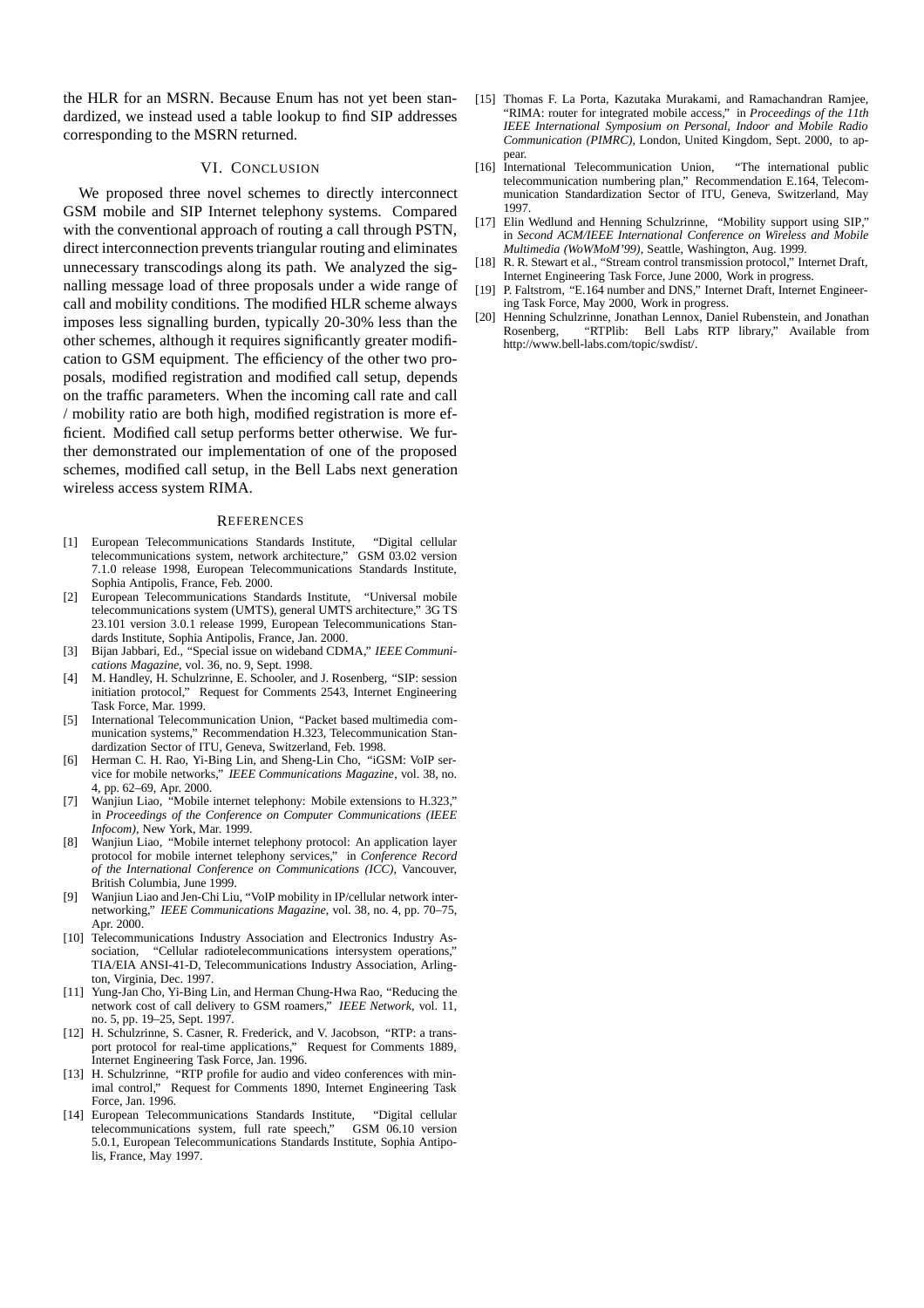the HLR for an MSRN. Because Enum has not yet been standardized, we instead used a table lookup to find SIP addresses corresponding to the MSRN returned.

## VI. Conclusion

We proposed three novel schemes to directly interconnect GSM mobile and SIP Internet telephony systems. Compared with the conventional approach of routing a call through PSTN, direct interconnection prevents triangular routing and eliminates unnecessary transcodings along its path. We analyzed the signalling message load of three proposals under a wide range of call and mobility conditions. The modified HLR scheme always imposes less signalling burden, typically 20-30% less than the other schemes, although it requires significantly greater modification to GSM equipment. The efficiency of the other two proposals, modified registration and modified call setup, depends on the traffic parameters. When the incoming call rate and call / mobility ratio are both high, modified registration is more efficient. Modified call setup performs better otherwise. We further demonstrated our implementation of one of the proposed schemes, modified call setup, in the Bell Labs next generation wireless access system RIMA.

## References

[1] European Telecommunications Standards Institute, "Digital cellular telecommunications system, network architecture," GSM 03.02 version 7.1.0 release 1998, European Telecommunications Standards Institute, Sophia Antipolis, France, Feb. 2000.

[2] European Telecommunications Standards Institute, "Universal mobile telecommunications system (UMTS), general UMTS architecture," 3G TS 23.101 version 3.0.1 release 1999, European Telecommunications Standards Institute, Sophia Antipolis, France, Jan. 2000.

[3] Bijan Jabbari, Ed., "Special issue on wideband CDMA," *IEEE Communications Magazine*, vol. 36, no. 9, Sept. 1998.

[4] M. Handley, H. Schulzrinne, E. Schooler, and J. Rosenberg, "SIP: session initiation protocol," Request for Comments 2543, Internet Engineering Task Force, Mar. 1999.

[5] International Telecommunication Union, "Packet based multimedia communication systems," Recommendation H.323, Telecommunication Standardization Sector of ITU, Geneva, Switzerland, Feb. 1998.

[6] Herman C. H. Rao, Yi-Bing Lin, and Sheng-Lin Cho, "iGSM: VoIP service for mobile networks," *IEEE Communications Magazine*, vol. 38, no. 4, pp. 62–69, Apr. 2000.

[7] Wanjiun Liao, "Mobile internet telephony: Mobile extensions to H.323," in *Proceedings of the Conference on Computer Communications (IEEE Infocom)*, New York, Mar. 1999.

[8] Wanjiun Liao, "Mobile internet telephony protocol: An application layer protocol for mobile internet telephony services," in *Conference Record of the International Conference on Communications (ICC)*, Vancouver, British Columbia, June 1999.

[9] Wanjiun Liao and Jen-Chi Liu, "VoIP mobility in IP/cellular network internetworking," *IEEE Communications Magazine*, vol. 38, no. 4, pp. 70–75, Apr. 2000.

[10] Telecommunications Industry Association and Electronics Industry Association, "Cellular radiotelecommunications intersystem operations," TIA/EIA ANSI-41-D, Telecommunications Industry Association, Arlington, Virginia, Dec. 1997.

[11] Yung-Jan Cho, Yi-Bing Lin, and Herman Chung-Hwa Rao, "Reducing the network cost of call delivery to GSM roamers," *IEEE Network*, vol. 11, no. 5, pp. 19–25, Sept. 1997.

[12] H. Schulzrinne, S. Casner, R. Frederick, and V. Jacobson, "RTP: a transport protocol for real-time applications," Request for Comments 1889, Internet Engineering Task Force, Jan. 1996.

[13] H. Schulzrinne, "RTP profile for audio and video conferences with minimal control," Request for Comments 1890, Internet Engineering Task Force, Jan. 1996.

[14] European Telecommunications Standards Institute, "Digital cellular telecommunications system, full rate speech," GSM 06.10 version 5.0.1, European Telecommunications Standards Institute, Sophia Antipolis, France, May 1997.

[15] Thomas F. La Porta, Kazutaka Murakami, and Ramachandran Ramjee, "RIMA: router for integrated mobile access," in *Proceedings of the 11th IEEE International Symposium on Personal, Indoor and Mobile Radio Communication (PIMRC)*, London, United Kingdom, Sept. 2000, to appear.

[16] International Telecommunication Union, "The international public telecommunication numbering plan," Recommendation E.164, Telecommunication Standardization Sector of ITU, Geneva, Switzerland, May 1997.

[17] Elin Wedlund and Henning Schulzrinne, "Mobility support using SIP," in *Second ACM/IEEE International Conference on Wireless and Mobile Multimedia (WoWMoM'99)*, Seattle, Washington, Aug. 1999.

[18] R. R. Stewart et al., "Stream control transmission protocol," Internet Draft, Internet Engineering Task Force, June 2000, Work in progress.

[19] P. Faltstrom, "E.164 number and DNS," Internet Draft, Internet Engineering Task Force, May 2000, Work in progress.

[20] Henning Schulzrinne, Jonathan Lennox, Daniel Rubenstein, and Jonathan Rosenberg, "RTPlib: Bell Labs RTP library," Available from http://www.bell-labs.com/topic/swdist/.